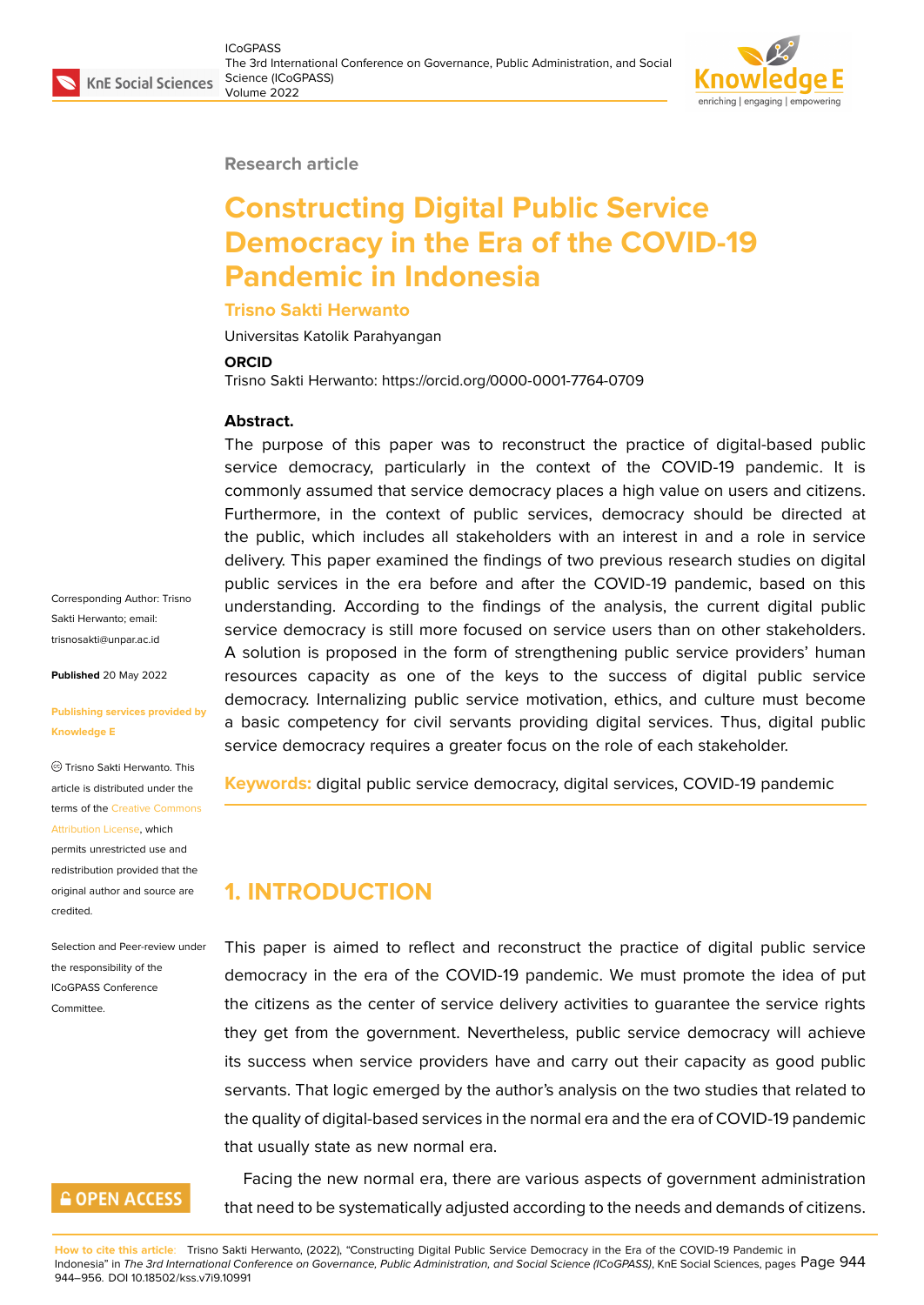Research article

# Constructing Digital Public Service Democracy in the Era of the COVID-19 Pandemic in Indonesia

**Trisno Sakti Herwanto**

Universitas Katolik Parahyangan

**ORCID**

Trisno Sakti Herwanto: https://orcid.org/0000-0001-7764-0709

**Abstract.**

The purpose of this paper was to reconstruct the practice of digital-based public service democracy, particularly in the context of the COVID-19 pandemic. It is commonly assumed that service democracy places a high value on users and citizens. Furthermore, in the context of public services, democracy should be directed at the public, which includes all stakeholders with an interest in and a role in service delivery. This paper examined the findings of two previous research studies on digital public services in the era before and after the COVID-19 pandemic, based on this understanding. According to the findings of the analysis, the current digital public service democracy is still more focused on service users than on other stakeholders. A solution is proposed in the form of strengthening public service providers' human resources capacity as one of the keys to the success of digital public service democracy. Internalizing public service motivation, ethics, and culture must become a basic competency for civil servants providing digital services. Thus, digital public service democracy requires a greater focus on the role of each stakeholder.

**Keywords:** digital public service democracy, digital services, COVID-19 pandemic

Corresponding Author: Trisno Sakti Herwanto; email: trisnosakti@unpar.ac.id

**Published** 20 May 2022

**Publishing services provided by Knowledge E**

© Trisno Sakti Herwanto. This article is distributed under the terms of the Creative Commons Attribution License, which permits unrestricted use and redistribution provided that the original author and source are credited.

Selection and Peer-review under the responsibility of the ICoGPASS Conference Committee.

## 1. INTRODUCTION

This paper is aimed to reflect and reconstruct the practice of digital public service democracy in the era of the COVID-19 pandemic. We must promote the idea of put the citizens as the center of service delivery activities to guarantee the service rights they get from the government. Nevertheless, public service democracy will achieve its success when service providers have and carry out their capacity as good public servants. That logic emerged by the author's analysis on the two studies that related to the quality of digital-based services in the normal era and the era of COVID-19 pandemic that usually state as new normal era.

Facing the new normal era, there are various aspects of government administration that need to be systematically adjusted according to the needs and demands of citizens.

**How to cite this article**: Trisno Sakti Herwanto, (2022), "Constructing Digital Public Service Democracy in the Era of the COVID-19 Pandemic in Indonesia" in *The 3rd International Conference on Governance, Public Administration, and Social Science (ICoGPASS)*, KnE Social Sciences, pages 944–956. DOI 10.18502/kss.v7i9.10991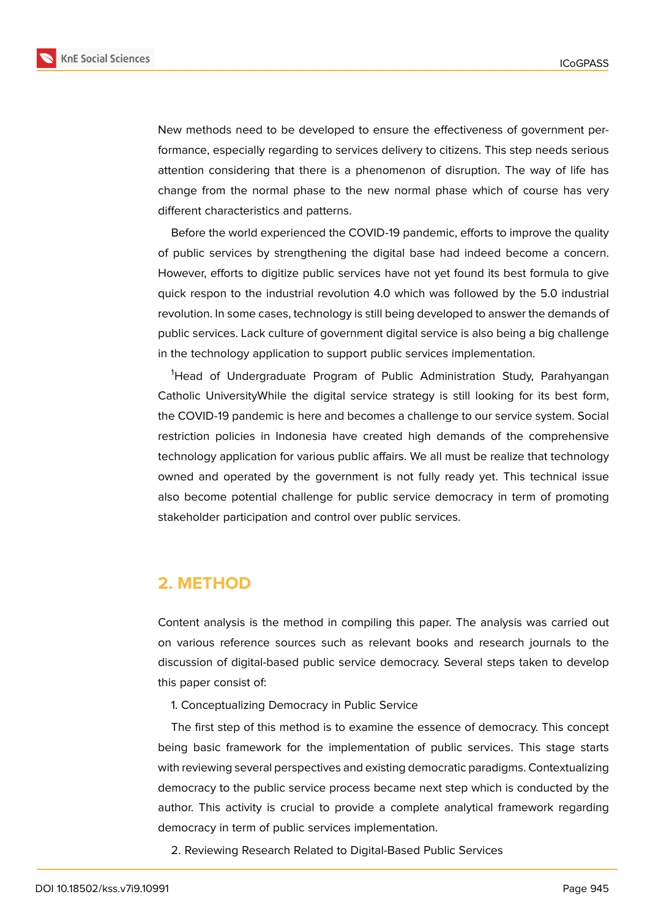New methods need to be developed to ensure the effectiveness of government performance, especially regarding to services delivery to citizens. This step needs serious attention considering that there is a phenomenon of disruption. The way of life has change from the normal phase to the new normal phase which of course has very different characteristics and patterns.

Before the world experienced the COVID-19 pandemic, efforts to improve the quality of public services by strengthening the digital base had indeed become a concern. However, efforts to digitize public services have not yet found its best formula to give quick respon to the industrial revolution 4.0 which was followed by the 5.0 industrial revolution. In some cases, technology is still being developed to answer the demands of public services. Lack culture of government digital service is also being a big challenge in the technology application to support public services implementation.

[1]Head of Undergraduate Program of Public Administration Study, Parahyangan Catholic UniversityWhile the digital service strategy is still looking for its best form, the COVID-19 pandemic is here and becomes a challenge to our service system. Social restriction policies in Indonesia have created high demands of the comprehensive technology application for various public affairs. We all must be realize that technology owned and operated by the government is not fully ready yet. This technical issue also become potential challenge for public service democracy in term of promoting stakeholder participation and control over public services.

## 2. METHOD

Content analysis is the method in compiling this paper. The analysis was carried out on various reference sources such as relevant books and research journals to the discussion of digital-based public service democracy. Several steps taken to develop this paper consist of:

1. Conceptualizing Democracy in Public Service

The first step of this method is to examine the essence of democracy. This concept being basic framework for the implementation of public services. This stage starts with reviewing several perspectives and existing democratic paradigms. Contextualizing democracy to the public service process became next step which is conducted by the author. This activity is crucial to provide a complete analytical framework regarding democracy in term of public services implementation.

2. Reviewing Research Related to Digital-Based Public Services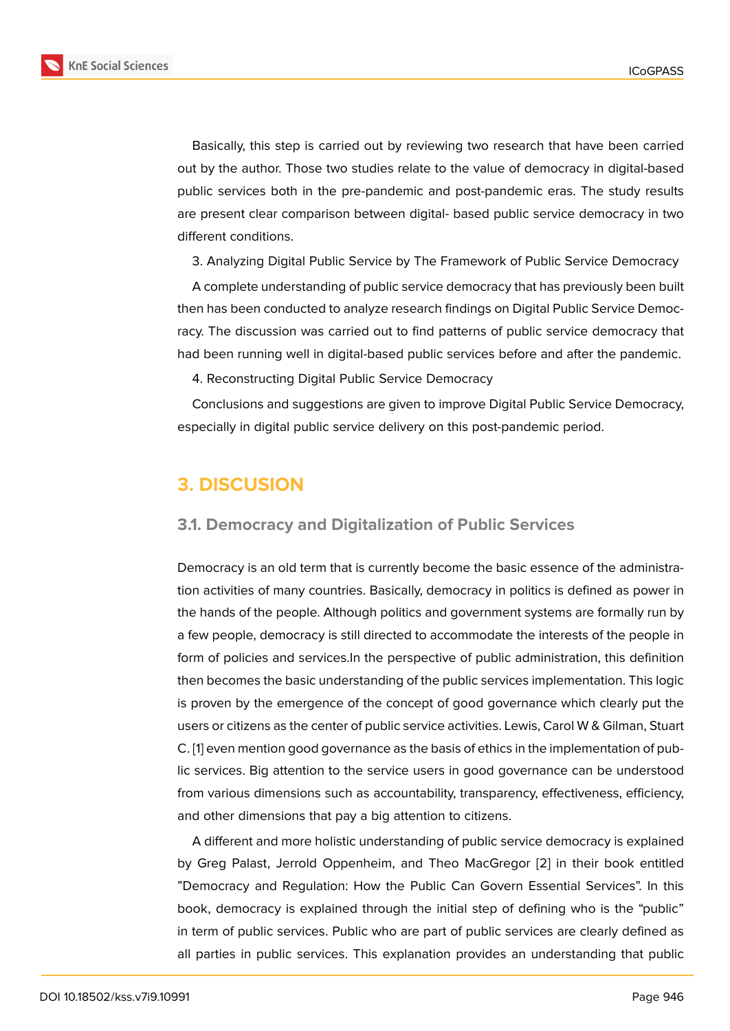Basically, this step is carried out by reviewing two research that have been carried out by the author. Those two studies relate to the value of democracy in digital-based public services both in the pre-pandemic and post-pandemic eras. The study results are present clear comparison between digital- based public service democracy in two different conditions.

3. Analyzing Digital Public Service by The Framework of Public Service Democracy

A complete understanding of public service democracy that has previously been built then has been conducted to analyze research findings on Digital Public Service Democracy. The discussion was carried out to find patterns of public service democracy that had been running well in digital-based public services before and after the pandemic.

4. Reconstructing Digital Public Service Democracy

Conclusions and suggestions are given to improve Digital Public Service Democracy, especially in digital public service delivery on this post-pandemic period.

## 3. DISCUSION

### 3.1. Democracy and Digitalization of Public Services

Democracy is an old term that is currently become the basic essence of the administration activities of many countries. Basically, democracy in politics is defined as power in the hands of the people. Although politics and government systems are formally run by a few people, democracy is still directed to accommodate the interests of the people in form of policies and services.In the perspective of public administration, this definition then becomes the basic understanding of the public services implementation. This logic is proven by the emergence of the concept of good governance which clearly put the users or citizens as the center of public service activities. Lewis, Carol W & Gilman, Stuart C. [1] even mention good governance as the basis of ethics in the implementation of public services. Big attention to the service users in good governance can be understood from various dimensions such as accountability, transparency, effectiveness, efficiency, and other dimensions that pay a big attention to citizens.

A different and more holistic understanding of public service democracy is explained by Greg Palast, Jerrold Oppenheim, and Theo MacGregor [2] in their book entitled "Democracy and Regulation: How the Public Can Govern Essential Services". In this book, democracy is explained through the initial step of defining who is the "public" in term of public services. Public who are part of public services are clearly defined as all parties in public services. This explanation provides an understanding that public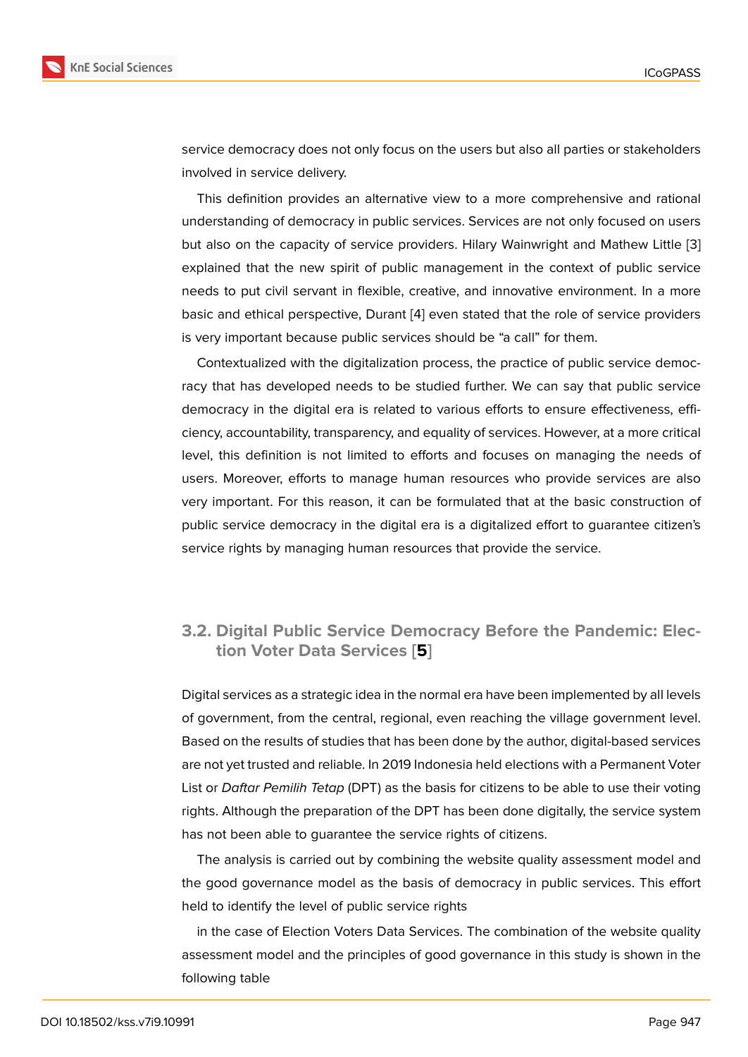service democracy does not only focus on the users but also all parties or stakeholders involved in service delivery.

This definition provides an alternative view to a more comprehensive and rational understanding of democracy in public services. Services are not only focused on users but also on the capacity of service providers. Hilary Wainwright and Mathew Little [3] explained that the new spirit of public management in the context of public service needs to put civil servant in flexible, creative, and innovative environment. In a more basic and ethical perspective, Durant [4] even stated that the role of service providers is very important because public services should be "a call" for them.

Contextualized with the digitalization process, the practice of public service democracy that has developed needs to be studied further. We can say that public service democracy in the digital era is related to various efforts to ensure effectiveness, efficiency, accountability, transparency, and equality of services. However, at a more critical level, this definition is not limited to efforts and focuses on managing the needs of users. Moreover, efforts to manage human resources who provide services are also very important. For this reason, it can be formulated that at the basic construction of public service democracy in the digital era is a digitalized effort to guarantee citizen's service rights by managing human resources that provide the service.

### 3.2. Digital Public Service Democracy Before the Pandemic: Election Voter Data Services [**5**]

Digital services as a strategic idea in the normal era have been implemented by all levels of government, from the central, regional, even reaching the village government level. Based on the results of studies that has been done by the author, digital-based services are not yet trusted and reliable. In 2019 Indonesia held elections with a Permanent Voter List or *Daftar Pemilih Tetap* (DPT) as the basis for citizens to be able to use their voting rights. Although the preparation of the DPT has been done digitally, the service system has not been able to guarantee the service rights of citizens.

The analysis is carried out by combining the website quality assessment model and the good governance model as the basis of democracy in public services. This effort held to identify the level of public service rights

in the case of Election Voters Data Services. The combination of the website quality assessment model and the principles of good governance in this study is shown in the following table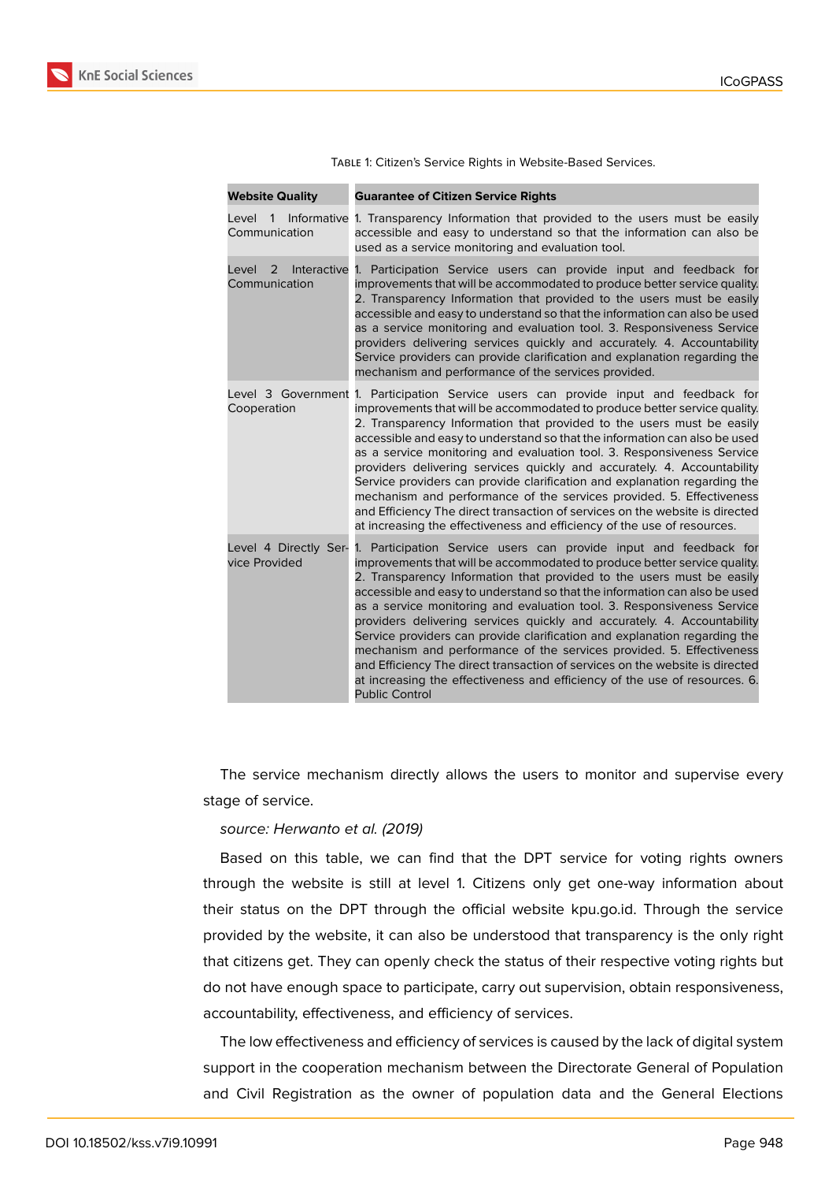Table 1: Citizen's Service Rights in Website-Based Services.

| Website Quality | Guarantee of Citizen Service Rights |
|---|---|
| Level 1 Informative Communication | 1. Transparency Information that provided to the users must be easily accessible and easy to understand so that the information can also be used as a service monitoring and evaluation tool. |
| Level 2 Interactive Communication | 1. Participation Service users can provide input and feedback for improvements that will be accommodated to produce better service quality. 2. Transparency Information that provided to the users must be easily accessible and easy to understand so that the information can also be used as a service monitoring and evaluation tool. 3. Responsiveness Service providers delivering services quickly and accurately. 4. Accountability Service providers can provide clarification and explanation regarding the mechanism and performance of the services provided. |
| Level 3 Government Cooperation | 1. Participation Service users can provide input and feedback for improvements that will be accommodated to produce better service quality. 2. Transparency Information that provided to the users must be easily accessible and easy to understand so that the information can also be used as a service monitoring and evaluation tool. 3. Responsiveness Service providers delivering services quickly and accurately. 4. Accountability Service providers can provide clarification and explanation regarding the mechanism and performance of the services provided. 5. Effectiveness and Efficiency The direct transaction of services on the website is directed at increasing the effectiveness and efficiency of the use of resources. |
| Level 4 Directly Service Provided | 1. Participation Service users can provide input and feedback for improvements that will be accommodated to produce better service quality. 2. Transparency Information that provided to the users must be easily accessible and easy to understand so that the information can also be used as a service monitoring and evaluation tool. 3. Responsiveness Service providers delivering services quickly and accurately. 4. Accountability Service providers can provide clarification and explanation regarding the mechanism and performance of the services provided. 5. Effectiveness and Efficiency The direct transaction of services on the website is directed at increasing the effectiveness and efficiency of the use of resources. 6. Public Control |

The service mechanism directly allows the users to monitor and supervise every stage of service.

*source: Herwanto et al. (2019)*

Based on this table, we can find that the DPT service for voting rights owners through the website is still at level 1. Citizens only get one-way information about their status on the DPT through the official website kpu.go.id. Through the service provided by the website, it can also be understood that transparency is the only right that citizens get. They can openly check the status of their respective voting rights but do not have enough space to participate, carry out supervision, obtain responsiveness, accountability, effectiveness, and efficiency of services.

The low effectiveness and efficiency of services is caused by the lack of digital system support in the cooperation mechanism between the Directorate General of Population and Civil Registration as the owner of population data and the General Elections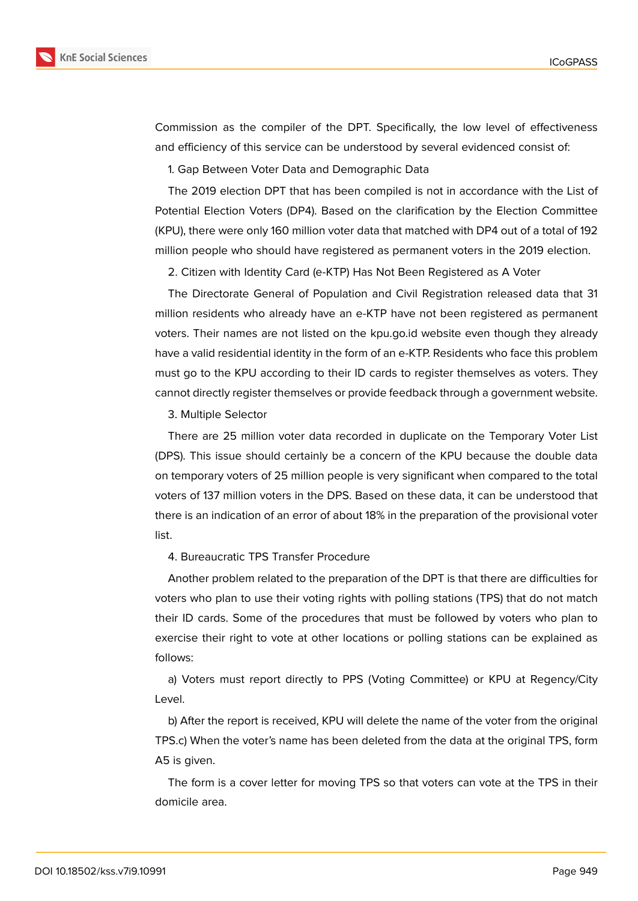Commission as the compiler of the DPT. Specifically, the low level of effectiveness and efficiency of this service can be understood by several evidenced consist of:

1. Gap Between Voter Data and Demographic Data

The 2019 election DPT that has been compiled is not in accordance with the List of Potential Election Voters (DP4). Based on the clarification by the Election Committee (KPU), there were only 160 million voter data that matched with DP4 out of a total of 192 million people who should have registered as permanent voters in the 2019 election.

2. Citizen with Identity Card (e-KTP) Has Not Been Registered as A Voter

The Directorate General of Population and Civil Registration released data that 31 million residents who already have an e-KTP have not been registered as permanent voters. Their names are not listed on the kpu.go.id website even though they already have a valid residential identity in the form of an e-KTP. Residents who face this problem must go to the KPU according to their ID cards to register themselves as voters. They cannot directly register themselves or provide feedback through a government website.

3. Multiple Selector

There are 25 million voter data recorded in duplicate on the Temporary Voter List (DPS). This issue should certainly be a concern of the KPU because the double data on temporary voters of 25 million people is very significant when compared to the total voters of 137 million voters in the DPS. Based on these data, it can be understood that there is an indication of an error of about 18% in the preparation of the provisional voter list.

4. Bureaucratic TPS Transfer Procedure

Another problem related to the preparation of the DPT is that there are difficulties for voters who plan to use their voting rights with polling stations (TPS) that do not match their ID cards. Some of the procedures that must be followed by voters who plan to exercise their right to vote at other locations or polling stations can be explained as follows:

a) Voters must report directly to PPS (Voting Committee) or KPU at Regency/City Level.

b) After the report is received, KPU will delete the name of the voter from the original TPS.c) When the voter's name has been deleted from the data at the original TPS, form A5 is given.

The form is a cover letter for moving TPS so that voters can vote at the TPS in their domicile area.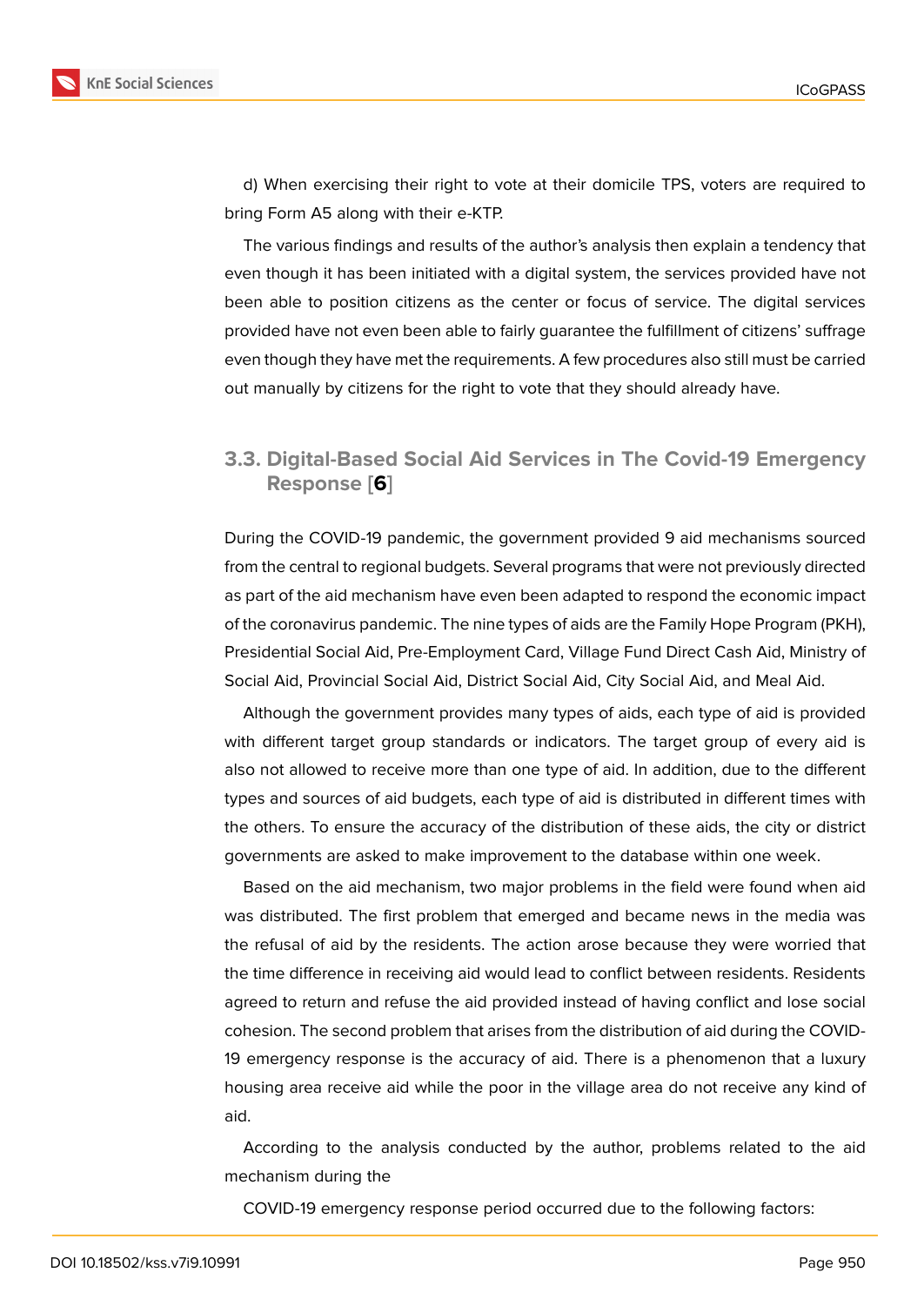d) When exercising their right to vote at their domicile TPS, voters are required to bring Form A5 along with their e-KTP.

The various findings and results of the author's analysis then explain a tendency that even though it has been initiated with a digital system, the services provided have not been able to position citizens as the center or focus of service. The digital services provided have not even been able to fairly guarantee the fulfillment of citizens' suffrage even though they have met the requirements. A few procedures also still must be carried out manually by citizens for the right to vote that they should already have.

### 3.3. Digital-Based Social Aid Services in The Covid-19 Emergency Response [6]

During the COVID-19 pandemic, the government provided 9 aid mechanisms sourced from the central to regional budgets. Several programs that were not previously directed as part of the aid mechanism have even been adapted to respond the economic impact of the coronavirus pandemic. The nine types of aids are the Family Hope Program (PKH), Presidential Social Aid, Pre-Employment Card, Village Fund Direct Cash Aid, Ministry of Social Aid, Provincial Social Aid, District Social Aid, City Social Aid, and Meal Aid.

Although the government provides many types of aids, each type of aid is provided with different target group standards or indicators. The target group of every aid is also not allowed to receive more than one type of aid. In addition, due to the different types and sources of aid budgets, each type of aid is distributed in different times with the others. To ensure the accuracy of the distribution of these aids, the city or district governments are asked to make improvement to the database within one week.

Based on the aid mechanism, two major problems in the field were found when aid was distributed. The first problem that emerged and became news in the media was the refusal of aid by the residents. The action arose because they were worried that the time difference in receiving aid would lead to conflict between residents. Residents agreed to return and refuse the aid provided instead of having conflict and lose social cohesion. The second problem that arises from the distribution of aid during the COVID-19 emergency response is the accuracy of aid. There is a phenomenon that a luxury housing area receive aid while the poor in the village area do not receive any kind of aid.

According to the analysis conducted by the author, problems related to the aid mechanism during the

COVID-19 emergency response period occurred due to the following factors: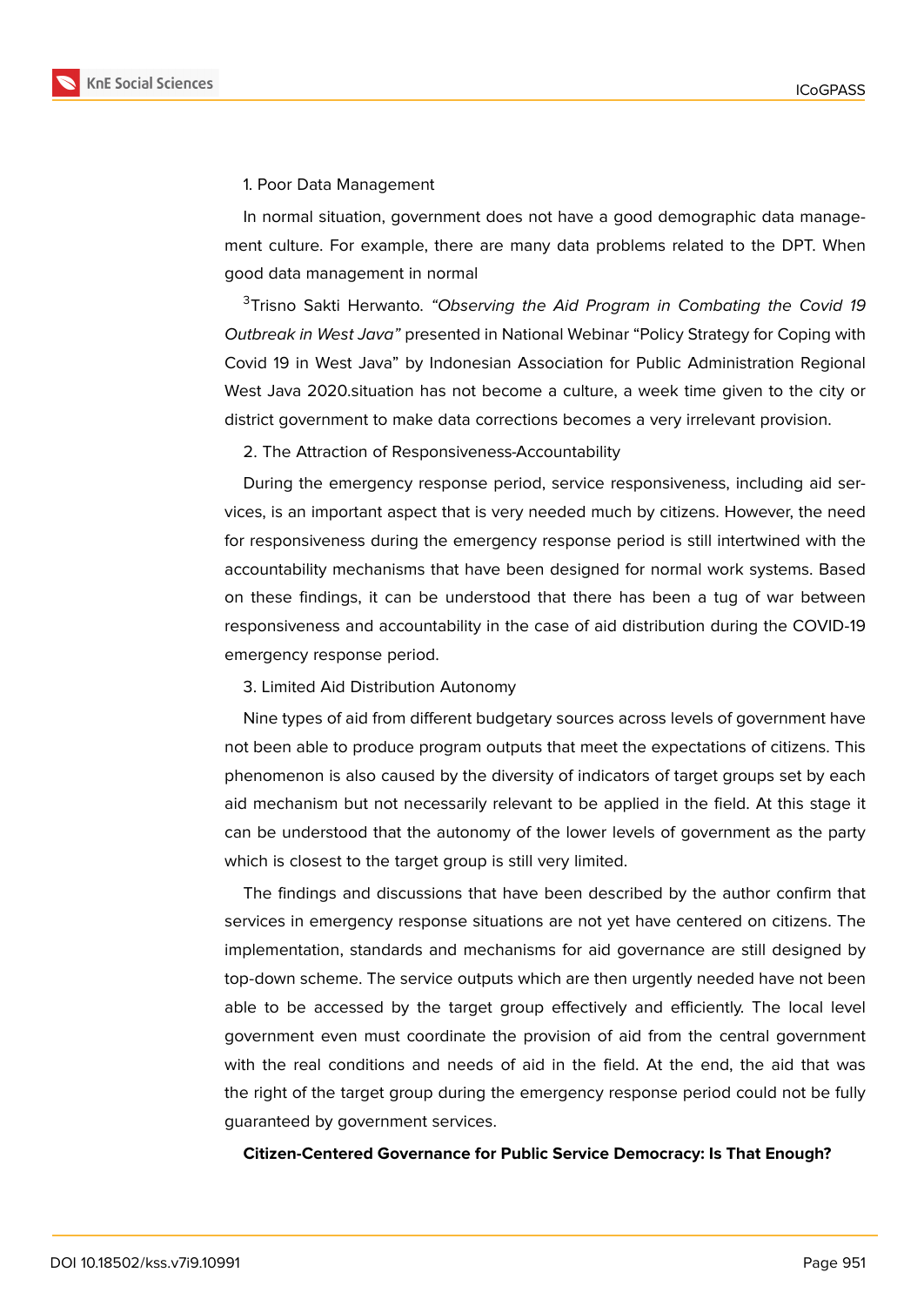1. Poor Data Management

In normal situation, government does not have a good demographic data management culture. For example, there are many data problems related to the DPT. When good data management in normal

[3]Trisno Sakti Herwanto. *"Observing the Aid Program in Combating the Covid 19 Outbreak in West Java"* presented in National Webinar "Policy Strategy for Coping with Covid 19 in West Java" by Indonesian Association for Public Administration Regional West Java 2020.situation has not become a culture, a week time given to the city or district government to make data corrections becomes a very irrelevant provision.

2. The Attraction of Responsiveness-Accountability

During the emergency response period, service responsiveness, including aid services, is an important aspect that is very needed much by citizens. However, the need for responsiveness during the emergency response period is still intertwined with the accountability mechanisms that have been designed for normal work systems. Based on these findings, it can be understood that there has been a tug of war between responsiveness and accountability in the case of aid distribution during the COVID-19 emergency response period.

3. Limited Aid Distribution Autonomy

Nine types of aid from different budgetary sources across levels of government have not been able to produce program outputs that meet the expectations of citizens. This phenomenon is also caused by the diversity of indicators of target groups set by each aid mechanism but not necessarily relevant to be applied in the field. At this stage it can be understood that the autonomy of the lower levels of government as the party which is closest to the target group is still very limited.

The findings and discussions that have been described by the author confirm that services in emergency response situations are not yet have centered on citizens. The implementation, standards and mechanisms for aid governance are still designed by top-down scheme. The service outputs which are then urgently needed have not been able to be accessed by the target group effectively and efficiently. The local level government even must coordinate the provision of aid from the central government with the real conditions and needs of aid in the field. At the end, the aid that was the right of the target group during the emergency response period could not be fully guaranteed by government services.

**Citizen-Centered Governance for Public Service Democracy: Is That Enough?**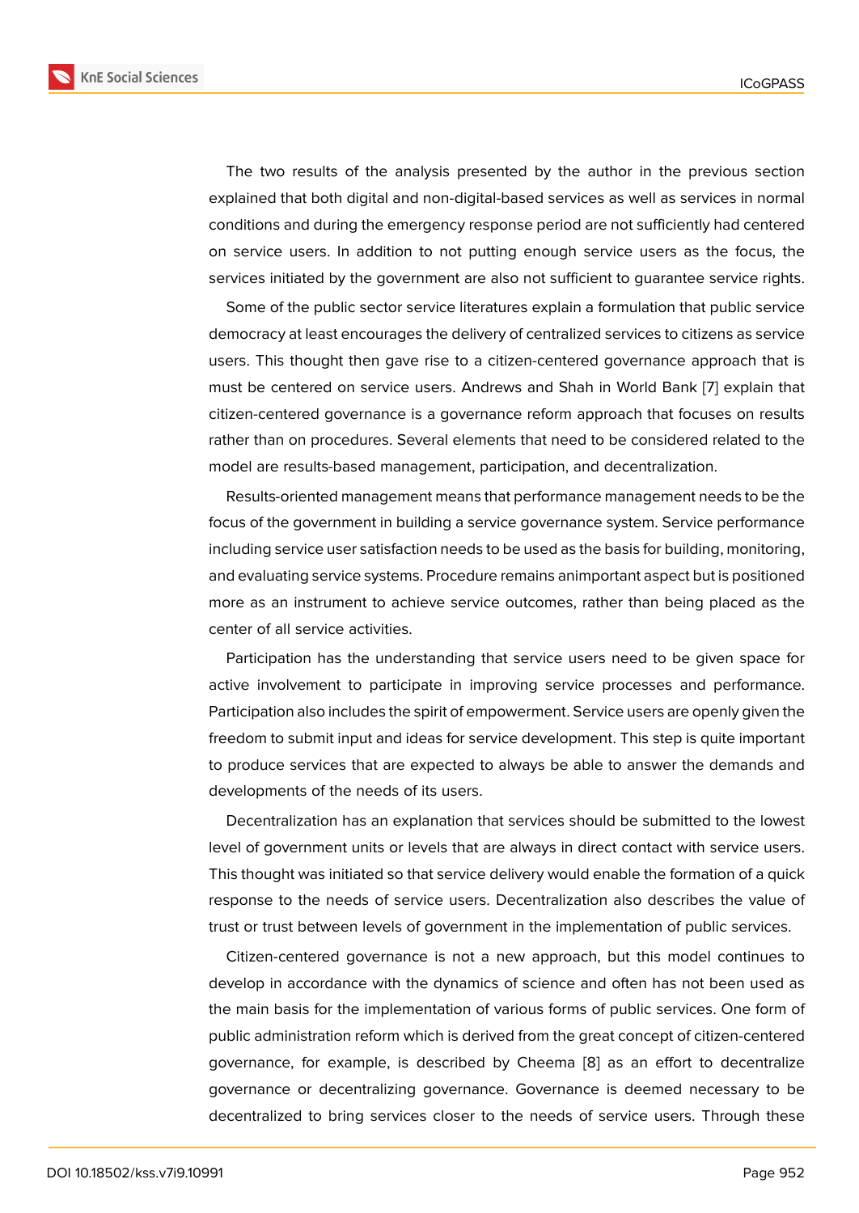The two results of the analysis presented by the author in the previous section explained that both digital and non-digital-based services as well as services in normal conditions and during the emergency response period are not sufficiently had centered on service users. In addition to not putting enough service users as the focus, the services initiated by the government are also not sufficient to guarantee service rights.

Some of the public sector service literatures explain a formulation that public service democracy at least encourages the delivery of centralized services to citizens as service users. This thought then gave rise to a citizen-centered governance approach that is must be centered on service users. Andrews and Shah in World Bank [7] explain that citizen-centered governance is a governance reform approach that focuses on results rather than on procedures. Several elements that need to be considered related to the model are results-based management, participation, and decentralization.

Results-oriented management means that performance management needs to be the focus of the government in building a service governance system. Service performance including service user satisfaction needs to be used as the basis for building, monitoring, and evaluating service systems. Procedure remains animportant aspect but is positioned more as an instrument to achieve service outcomes, rather than being placed as the center of all service activities.

Participation has the understanding that service users need to be given space for active involvement to participate in improving service processes and performance. Participation also includes the spirit of empowerment. Service users are openly given the freedom to submit input and ideas for service development. This step is quite important to produce services that are expected to always be able to answer the demands and developments of the needs of its users.

Decentralization has an explanation that services should be submitted to the lowest level of government units or levels that are always in direct contact with service users. This thought was initiated so that service delivery would enable the formation of a quick response to the needs of service users. Decentralization also describes the value of trust or trust between levels of government in the implementation of public services.

Citizen-centered governance is not a new approach, but this model continues to develop in accordance with the dynamics of science and often has not been used as the main basis for the implementation of various forms of public services. One form of public administration reform which is derived from the great concept of citizen-centered governance, for example, is described by Cheema [8] as an effort to decentralize governance or decentralizing governance. Governance is deemed necessary to be decentralized to bring services closer to the needs of service users. Through these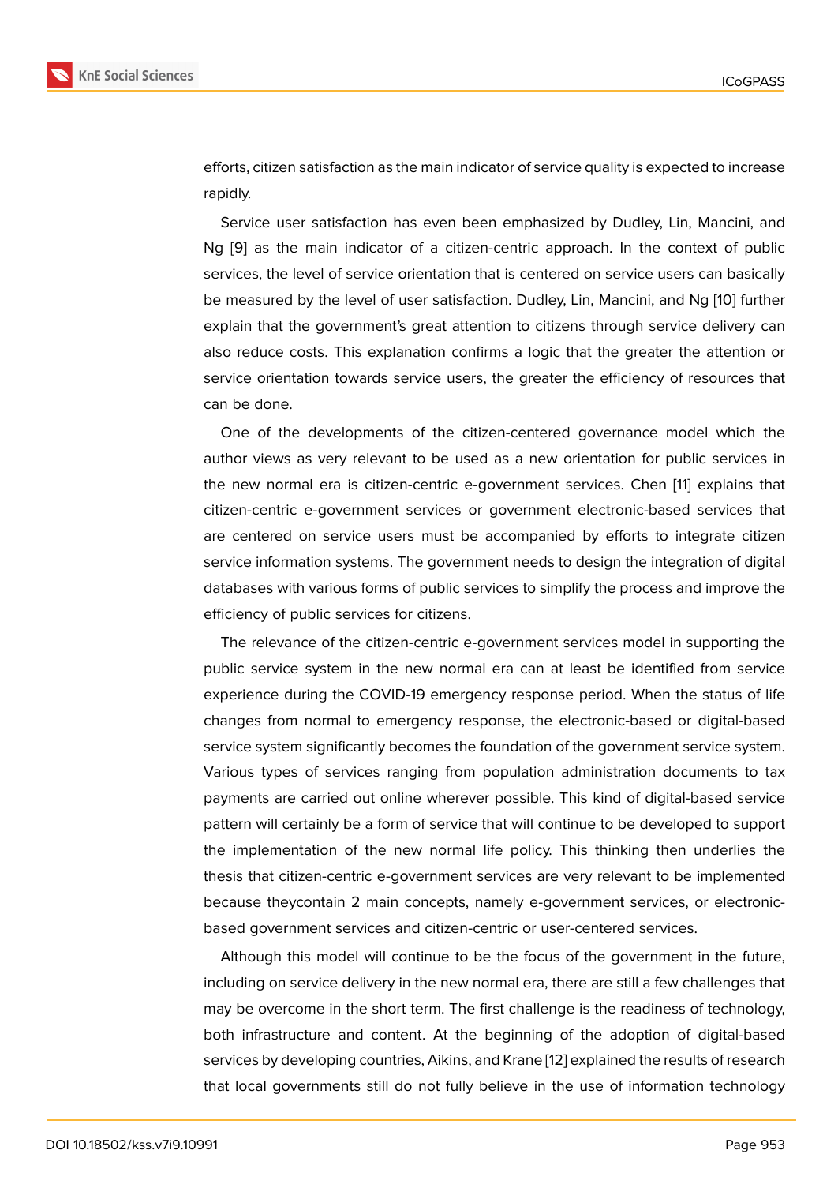efforts, citizen satisfaction as the main indicator of service quality is expected to increase rapidly.

Service user satisfaction has even been emphasized by Dudley, Lin, Mancini, and Ng [9] as the main indicator of a citizen-centric approach. In the context of public services, the level of service orientation that is centered on service users can basically be measured by the level of user satisfaction. Dudley, Lin, Mancini, and Ng [10] further explain that the government's great attention to citizens through service delivery can also reduce costs. This explanation confirms a logic that the greater the attention or service orientation towards service users, the greater the efficiency of resources that can be done.

One of the developments of the citizen-centered governance model which the author views as very relevant to be used as a new orientation for public services in the new normal era is citizen-centric e-government services. Chen [11] explains that citizen-centric e-government services or government electronic-based services that are centered on service users must be accompanied by efforts to integrate citizen service information systems. The government needs to design the integration of digital databases with various forms of public services to simplify the process and improve the efficiency of public services for citizens.

The relevance of the citizen-centric e-government services model in supporting the public service system in the new normal era can at least be identified from service experience during the COVID-19 emergency response period. When the status of life changes from normal to emergency response, the electronic-based or digital-based service system significantly becomes the foundation of the government service system. Various types of services ranging from population administration documents to tax payments are carried out online wherever possible. This kind of digital-based service pattern will certainly be a form of service that will continue to be developed to support the implementation of the new normal life policy. This thinking then underlies the thesis that citizen-centric e-government services are very relevant to be implemented because theycontain 2 main concepts, namely e-government services, or electronic-based government services and citizen-centric or user-centered services.

Although this model will continue to be the focus of the government in the future, including on service delivery in the new normal era, there are still a few challenges that may be overcome in the short term. The first challenge is the readiness of technology, both infrastructure and content. At the beginning of the adoption of digital-based services by developing countries, Aikins, and Krane [12] explained the results of research that local governments still do not fully believe in the use of information technology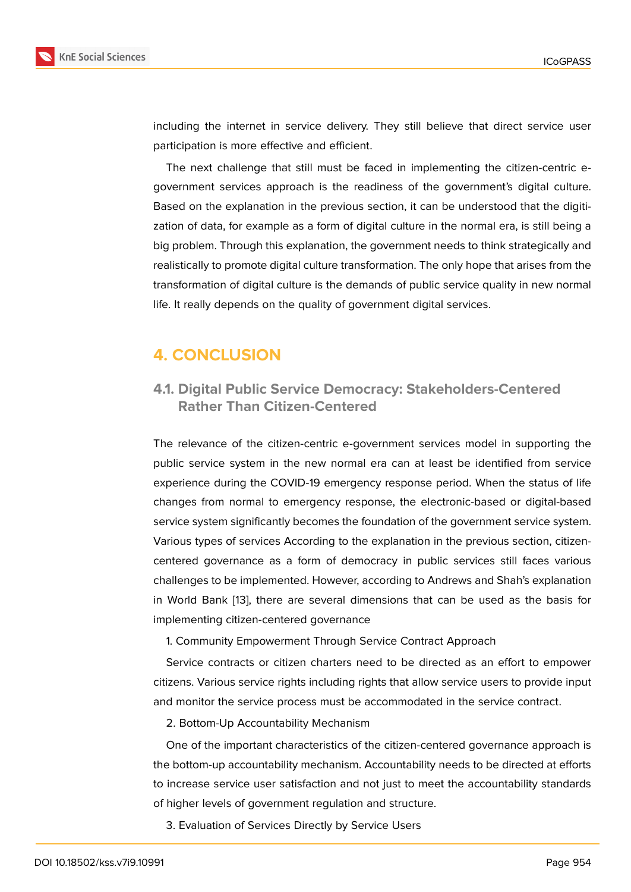including the internet in service delivery. They still believe that direct service user participation is more effective and efficient.

The next challenge that still must be faced in implementing the citizen-centric e-government services approach is the readiness of the government's digital culture. Based on the explanation in the previous section, it can be understood that the digitization of data, for example as a form of digital culture in the normal era, is still being a big problem. Through this explanation, the government needs to think strategically and realistically to promote digital culture transformation. The only hope that arises from the transformation of digital culture is the demands of public service quality in new normal life. It really depends on the quality of government digital services.

# 4. CONCLUSION

## 4.1. Digital Public Service Democracy: Stakeholders-Centered Rather Than Citizen-Centered

The relevance of the citizen-centric e-government services model in supporting the public service system in the new normal era can at least be identified from service experience during the COVID-19 emergency response period. When the status of life changes from normal to emergency response, the electronic-based or digital-based service system significantly becomes the foundation of the government service system. Various types of services According to the explanation in the previous section, citizen-centered governance as a form of democracy in public services still faces various challenges to be implemented. However, according to Andrews and Shah's explanation in World Bank [13], there are several dimensions that can be used as the basis for implementing citizen-centered governance

1. Community Empowerment Through Service Contract Approach

Service contracts or citizen charters need to be directed as an effort to empower citizens. Various service rights including rights that allow service users to provide input and monitor the service process must be accommodated in the service contract.

2. Bottom-Up Accountability Mechanism

One of the important characteristics of the citizen-centered governance approach is the bottom-up accountability mechanism. Accountability needs to be directed at efforts to increase service user satisfaction and not just to meet the accountability standards of higher levels of government regulation and structure.

3. Evaluation of Services Directly by Service Users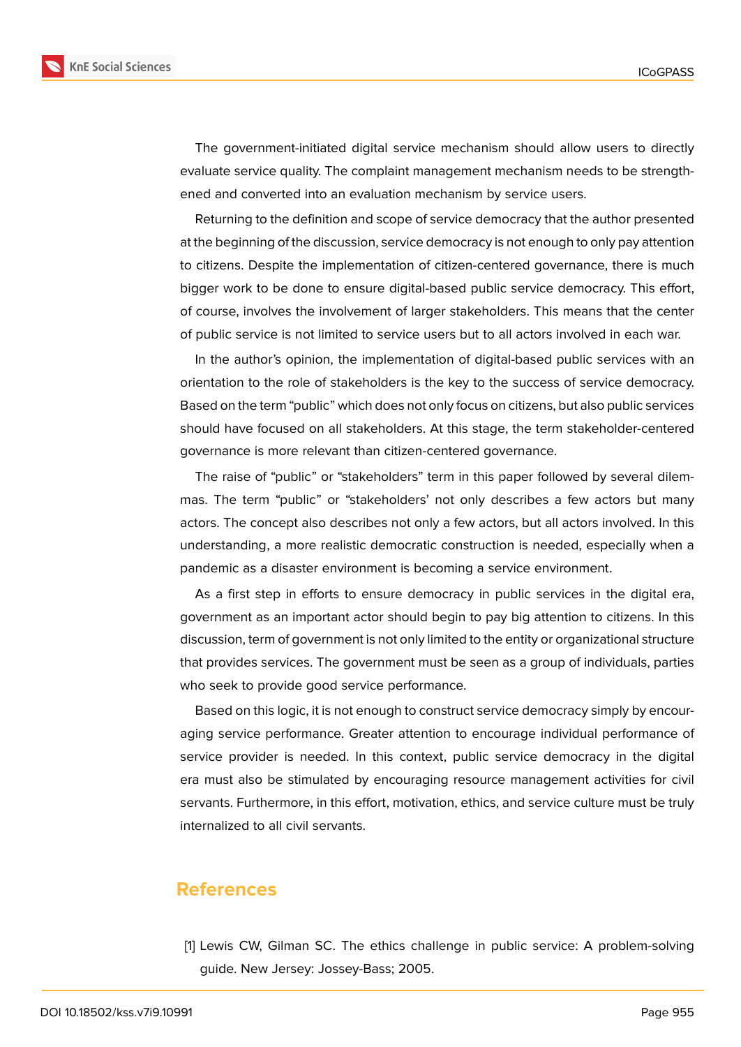The government-initiated digital service mechanism should allow users to directly evaluate service quality. The complaint management mechanism needs to be strengthened and converted into an evaluation mechanism by service users.

Returning to the definition and scope of service democracy that the author presented at the beginning of the discussion, service democracy is not enough to only pay attention to citizens. Despite the implementation of citizen-centered governance, there is much bigger work to be done to ensure digital-based public service democracy. This effort, of course, involves the involvement of larger stakeholders. This means that the center of public service is not limited to service users but to all actors involved in each war.

In the author's opinion, the implementation of digital-based public services with an orientation to the role of stakeholders is the key to the success of service democracy. Based on the term "public" which does not only focus on citizens, but also public services should have focused on all stakeholders. At this stage, the term stakeholder-centered governance is more relevant than citizen-centered governance.

The raise of "public" or "stakeholders" term in this paper followed by several dilemmas. The term "public" or "stakeholders' not only describes a few actors but many actors. The concept also describes not only a few actors, but all actors involved. In this understanding, a more realistic democratic construction is needed, especially when a pandemic as a disaster environment is becoming a service environment.

As a first step in efforts to ensure democracy in public services in the digital era, government as an important actor should begin to pay big attention to citizens. In this discussion, term of government is not only limited to the entity or organizational structure that provides services. The government must be seen as a group of individuals, parties who seek to provide good service performance.

Based on this logic, it is not enough to construct service democracy simply by encouraging service performance. Greater attention to encourage individual performance of service provider is needed. In this context, public service democracy in the digital era must also be stimulated by encouraging resource management activities for civil servants. Furthermore, in this effort, motivation, ethics, and service culture must be truly internalized to all civil servants.

## References

[1] Lewis CW, Gilman SC. The ethics challenge in public service: A problem-solving guide. New Jersey: Jossey-Bass; 2005.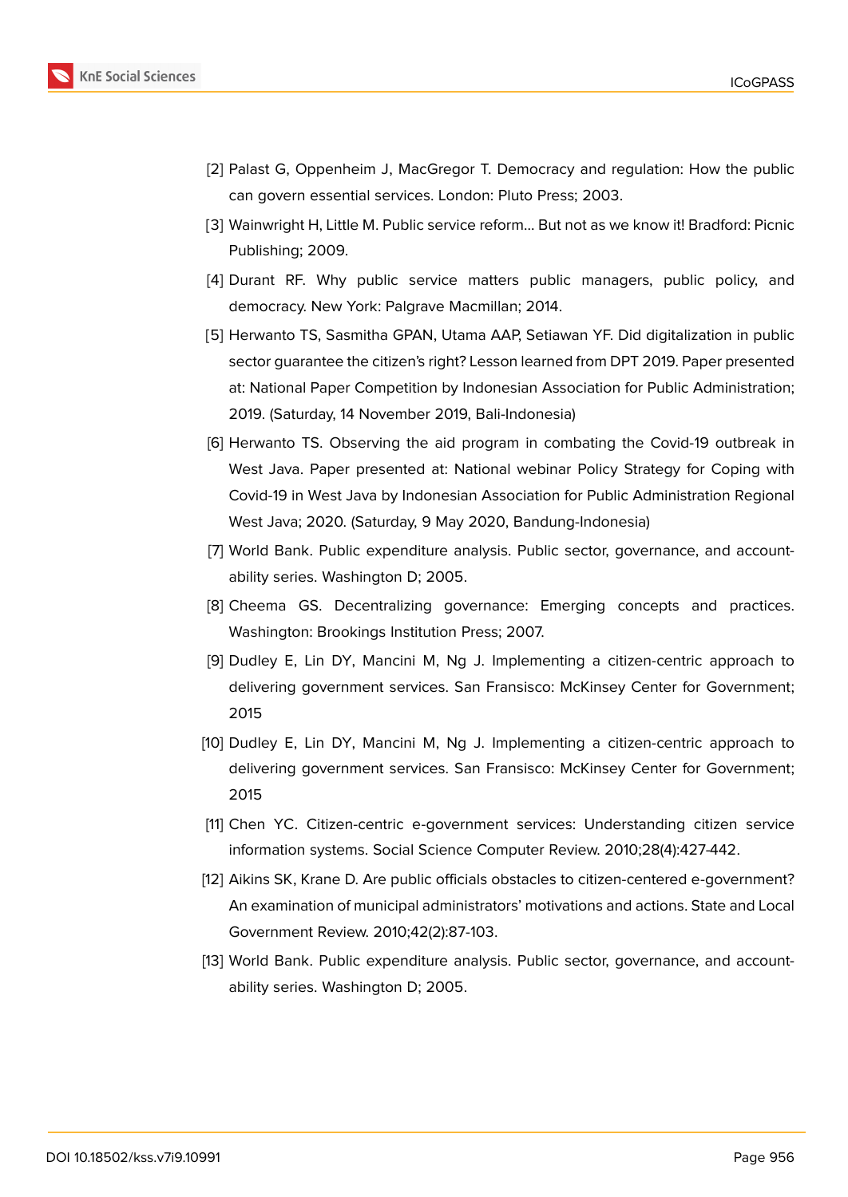[2] Palast G, Oppenheim J, MacGregor T. Democracy and regulation: How the public can govern essential services. London: Pluto Press; 2003.

[3] Wainwright H, Little M. Public service reform... But not as we know it! Bradford: Picnic Publishing; 2009.

[4] Durant RF. Why public service matters public managers, public policy, and democracy. New York: Palgrave Macmillan; 2014.

[5] Herwanto TS, Sasmitha GPAN, Utama AAP, Setiawan YF. Did digitalization in public sector guarantee the citizen's right? Lesson learned from DPT 2019. Paper presented at: National Paper Competition by Indonesian Association for Public Administration; 2019. (Saturday, 14 November 2019, Bali-Indonesia)

[6] Herwanto TS. Observing the aid program in combating the Covid-19 outbreak in West Java. Paper presented at: National webinar Policy Strategy for Coping with Covid-19 in West Java by Indonesian Association for Public Administration Regional West Java; 2020. (Saturday, 9 May 2020, Bandung-Indonesia)

[7] World Bank. Public expenditure analysis. Public sector, governance, and accountability series. Washington D; 2005.

[8] Cheema GS. Decentralizing governance: Emerging concepts and practices. Washington: Brookings Institution Press; 2007.

[9] Dudley E, Lin DY, Mancini M, Ng J. Implementing a citizen-centric approach to delivering government services. San Fransisco: McKinsey Center for Government; 2015

[10] Dudley E, Lin DY, Mancini M, Ng J. Implementing a citizen-centric approach to delivering government services. San Fransisco: McKinsey Center for Government; 2015

[11] Chen YC. Citizen-centric e-government services: Understanding citizen service information systems. Social Science Computer Review. 2010;28(4):427-442.

[12] Aikins SK, Krane D. Are public officials obstacles to citizen-centered e-government? An examination of municipal administrators' motivations and actions. State and Local Government Review. 2010;42(2):87-103.

[13] World Bank. Public expenditure analysis. Public sector, governance, and accountability series. Washington D; 2005.